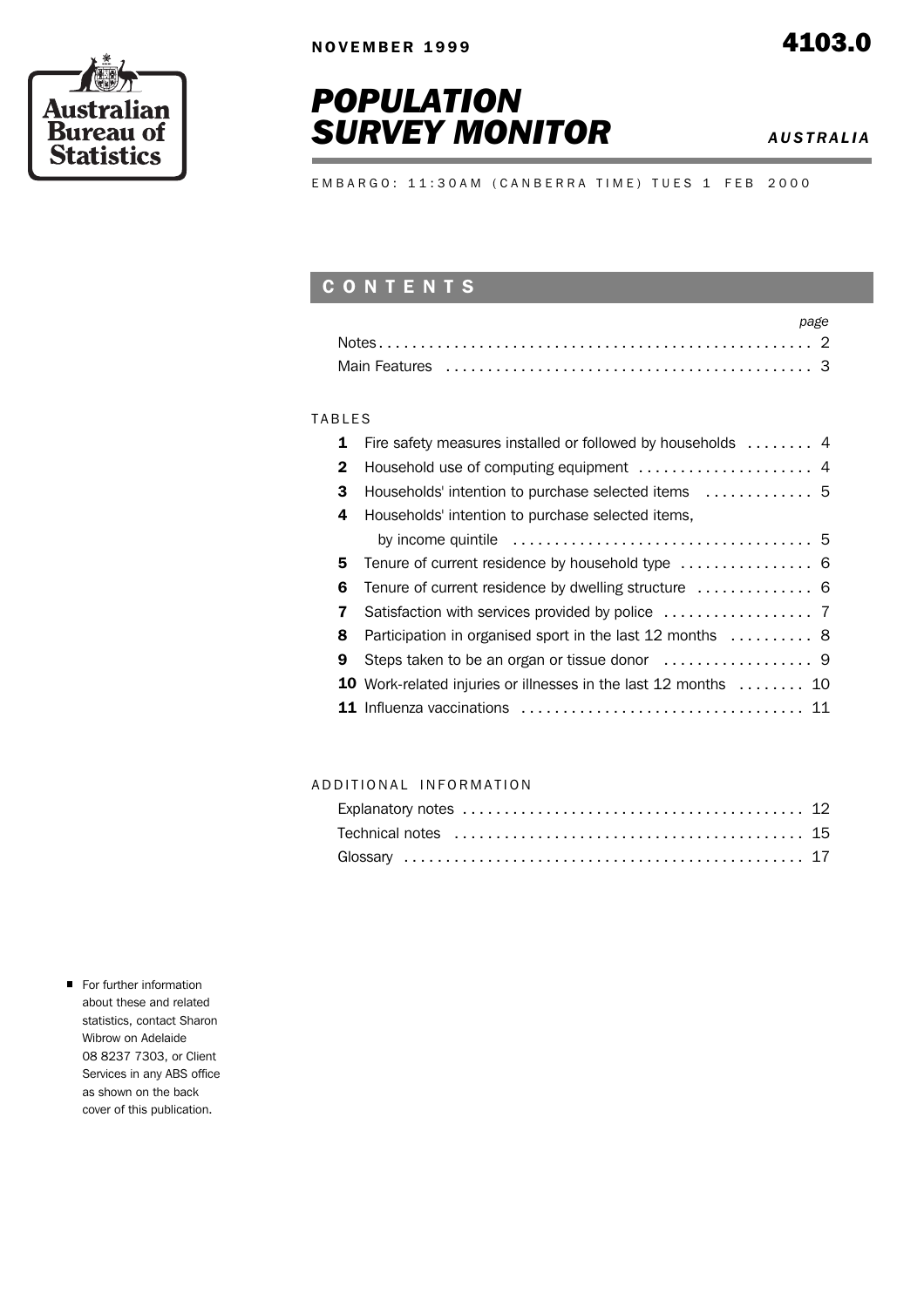Australian Bureau of Statistics

NOVEMBER 1999

4103.0

# POPULATION SURVEY MONITOR

*AUSTRALIA*

EMBARGO: 11:30AM (CANBERRA TIME) TUES 1 FEB 2000

## CONTENTS

| | page |
|---|---|
| Notes | 2 |
| Main Features | 3 |

### TABLES

| | | |
|---|---|---|
| **1** | Fire safety measures installed or followed by households | 4 |
| **2** | Household use of computing equipment | 4 |
| **3** | Households' intention to purchase selected items | 5 |
| **4** | Households' intention to purchase selected items, by income quintile | 5 |
| **5** | Tenure of current residence by household type | 6 |
| **6** | Tenure of current residence by dwelling structure | 6 |
| **7** | Satisfaction with services provided by police | 7 |
| **8** | Participation in organised sport in the last 12 months | 8 |
| **9** | Steps taken to be an organ or tissue donor | 9 |
| **10** | Work-related injuries or illnesses in the last 12 months | 10 |
| **11** | Influenza vaccinations | 11 |

### ADDITIONAL INFORMATION

| | |
|---|---|
| Explanatory notes | 12 |
| Technical notes | 15 |
| Glossary | 17 |

- For further information about these and related statistics, contact Sharon Wibrow on Adelaide 08 8237 7303, or Client Services in any ABS office as shown on the back cover of this publication.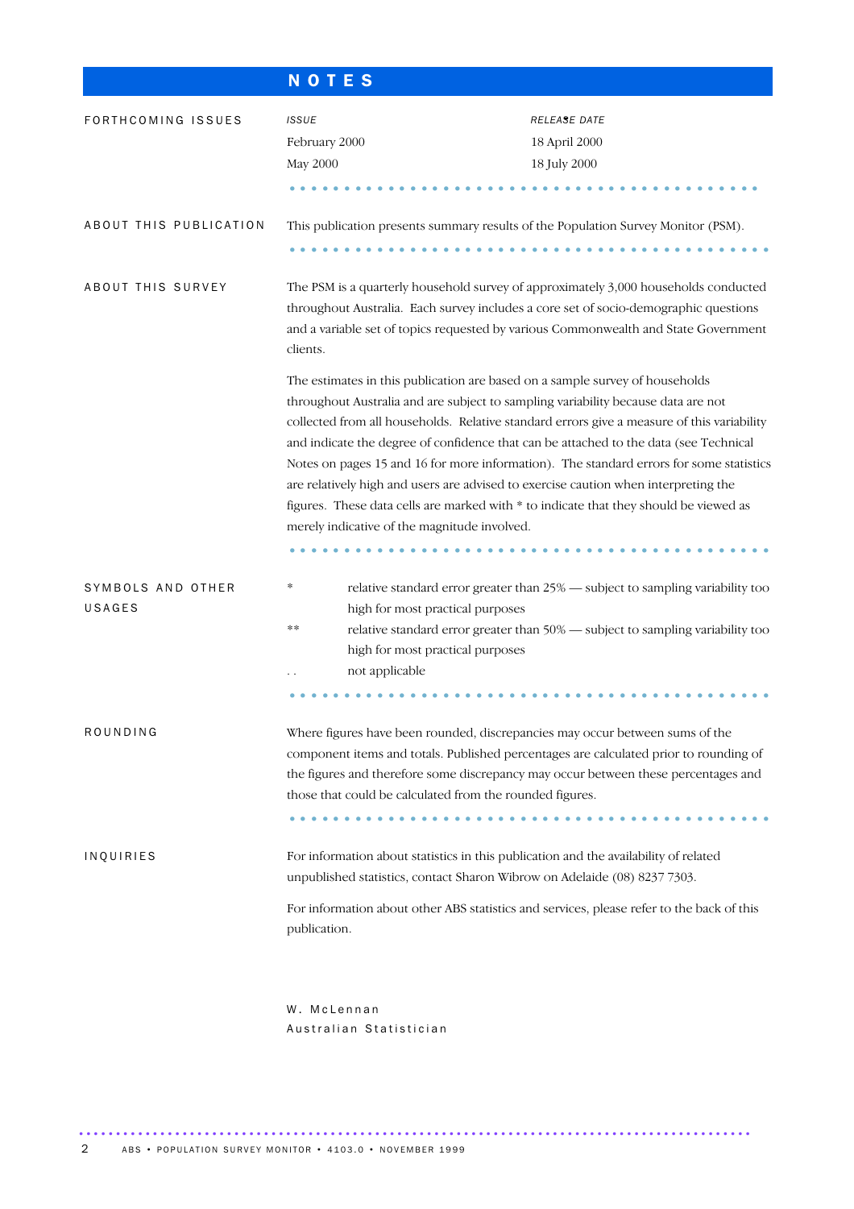# NOTES

## FORTHCOMING ISSUES

| *ISSUE* | *RELEASE DATE* |
|---|---|
| February 2000 | 18 April 2000 |
| May 2000 | 18 July 2000 |

## ABOUT THIS PUBLICATION

This publication presents summary results of the Population Survey Monitor (PSM).

## ABOUT THIS SURVEY

The PSM is a quarterly household survey of approximately 3,000 households conducted throughout Australia. Each survey includes a core set of socio-demographic questions and a variable set of topics requested by various Commonwealth and State Government clients.

The estimates in this publication are based on a sample survey of households throughout Australia and are subject to sampling variability because data are not collected from all households. Relative standard errors give a measure of this variability and indicate the degree of confidence that can be attached to the data (see Technical Notes on pages 15 and 16 for more information). The standard errors for some statistics are relatively high and users are advised to exercise caution when interpreting the figures. These data cells are marked with * to indicate that they should be viewed as merely indicative of the magnitude involved.

## SYMBOLS AND OTHER USAGES

| | |
|---|---|
| * | relative standard error greater than 25% — subject to sampling variability too high for most practical purposes |
| ** | relative standard error greater than 50% — subject to sampling variability too high for most practical purposes |
| . . | not applicable |

## ROUNDING

Where figures have been rounded, discrepancies may occur between sums of the component items and totals. Published percentages are calculated prior to rounding of the figures and therefore some discrepancy may occur between these percentages and those that could be calculated from the rounded figures.

## INQUIRIES

For information about statistics in this publication and the availability of related unpublished statistics, contact Sharon Wibrow on Adelaide (08) 8237 7303.

For information about other ABS statistics and services, please refer to the back of this publication.

W. McLennan
Australian Statistician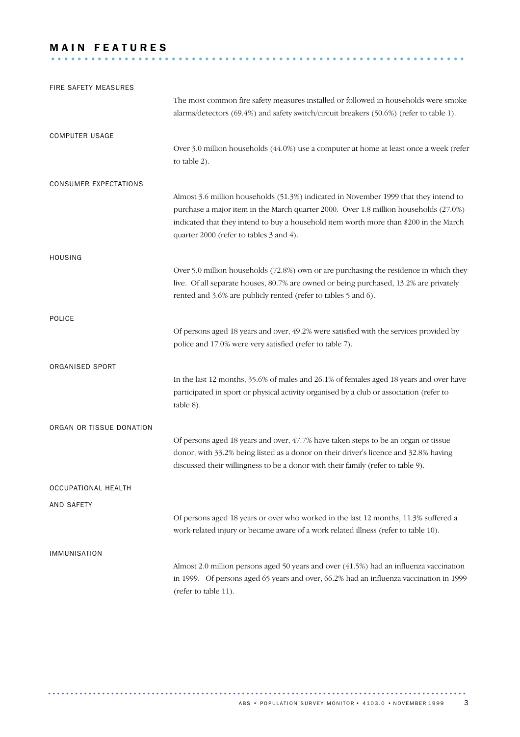# MAIN FEATURES

## FIRE SAFETY MEASURES

The most common fire safety measures installed or followed in households were smoke alarms/detectors (69.4%) and safety switch/circuit breakers (50.6%) (refer to table 1).

## COMPUTER USAGE

Over 3.0 million households (44.0%) use a computer at home at least once a week (refer to table 2).

## CONSUMER EXPECTATIONS

Almost 3.6 million households (51.3%) indicated in November 1999 that they intend to purchase a major item in the March quarter 2000. Over 1.8 million households (27.0%) indicated that they intend to buy a household item worth more than $200 in the March quarter 2000 (refer to tables 3 and 4).

## HOUSING

Over 5.0 million households (72.8%) own or are purchasing the residence in which they live. Of all separate houses, 80.7% are owned or being purchased, 13.2% are privately rented and 3.6% are publicly rented (refer to tables 5 and 6).

## POLICE

Of persons aged 18 years and over, 49.2% were satisfied with the services provided by police and 17.0% were very satisfied (refer to table 7).

## ORGANISED SPORT

In the last 12 months, 35.6% of males and 26.1% of females aged 18 years and over have participated in sport or physical activity organised by a club or association (refer to table 8).

## ORGAN OR TISSUE DONATION

Of persons aged 18 years and over, 47.7% have taken steps to be an organ or tissue donor, with 33.2% being listed as a donor on their driver's licence and 32.8% having discussed their willingness to be a donor with their family (refer to table 9).

## OCCUPATIONAL HEALTH AND SAFETY

Of persons aged 18 years or over who worked in the last 12 months, 11.3% suffered a work-related injury or became aware of a work related illness (refer to table 10).

## IMMUNISATION

Almost 2.0 million persons aged 50 years and over (41.5%) had an influenza vaccination in 1999. Of persons aged 65 years and over, 66.2% had an influenza vaccination in 1999 (refer to table 11).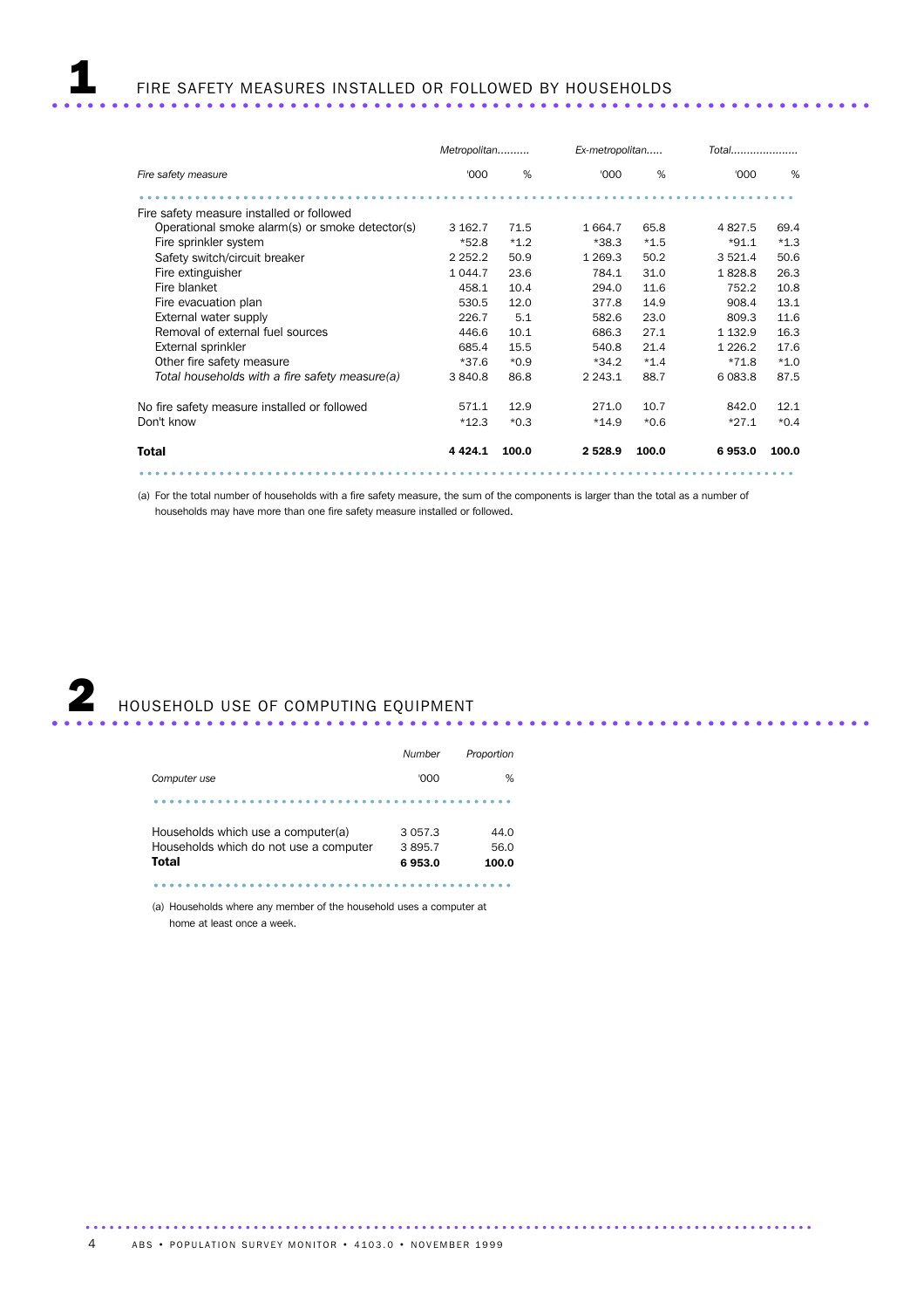# 1 FIRE SAFETY MEASURES INSTALLED OR FOLLOWED BY HOUSEHOLDS

| | *Metropolitan* | | *Ex-metropolitan* | | *Total* | |
|---|---|---|---|---|---|---|
| *Fire safety measure* | '000 | % | '000 | % | '000 | % |
| Fire safety measure installed or followed | | | | | | |
| Operational smoke alarm(s) or smoke detector(s) | 3 162.7 | 71.5 | 1 664.7 | 65.8 | 4 827.5 | 69.4 |
| Fire sprinkler system | *52.8 | *1.2 | *38.3 | *1.5 | *91.1 | *1.3 |
| Safety switch/circuit breaker | 2 252.2 | 50.9 | 1 269.3 | 50.2 | 3 521.4 | 50.6 |
| Fire extinguisher | 1 044.7 | 23.6 | 784.1 | 31.0 | 1 828.8 | 26.3 |
| Fire blanket | 458.1 | 10.4 | 294.0 | 11.6 | 752.2 | 10.8 |
| Fire evacuation plan | 530.5 | 12.0 | 377.8 | 14.9 | 908.4 | 13.1 |
| External water supply | 226.7 | 5.1 | 582.6 | 23.0 | 809.3 | 11.6 |
| Removal of external fuel sources | 446.6 | 10.1 | 686.3 | 27.1 | 1 132.9 | 16.3 |
| External sprinkler | 685.4 | 15.5 | 540.8 | 21.4 | 1 226.2 | 17.6 |
| Other fire safety measure | *37.6 | *0.9 | *34.2 | *1.4 | *71.8 | *1.0 |
| *Total households with a fire safety measure(a)* | 3 840.8 | 86.8 | 2 243.1 | 88.7 | 6 083.8 | 87.5 |
| No fire safety measure installed or followed | 571.1 | 12.9 | 271.0 | 10.7 | 842.0 | 12.1 |
| Don't know | *12.3 | *0.3 | *14.9 | *0.6 | *27.1 | *0.4 |
| **Total** | **4 424.1** | **100.0** | **2 528.9** | **100.0** | **6 953.0** | **100.0** |

(a) For the total number of households with a fire safety measure, the sum of the components is larger than the total as a number of households may have more than one fire safety measure installed or followed.

# 2 HOUSEHOLD USE OF COMPUTING EQUIPMENT

| | *Number* | *Proportion* |
|---|---|---|
| *Computer use* | '000 | % |
| Households which use a computer(a) | 3 057.3 | 44.0 |
| Households which do not use a computer | 3 895.7 | 56.0 |
| **Total** | **6 953.0** | **100.0** |

(a) Households where any member of the household uses a computer at home at least once a week.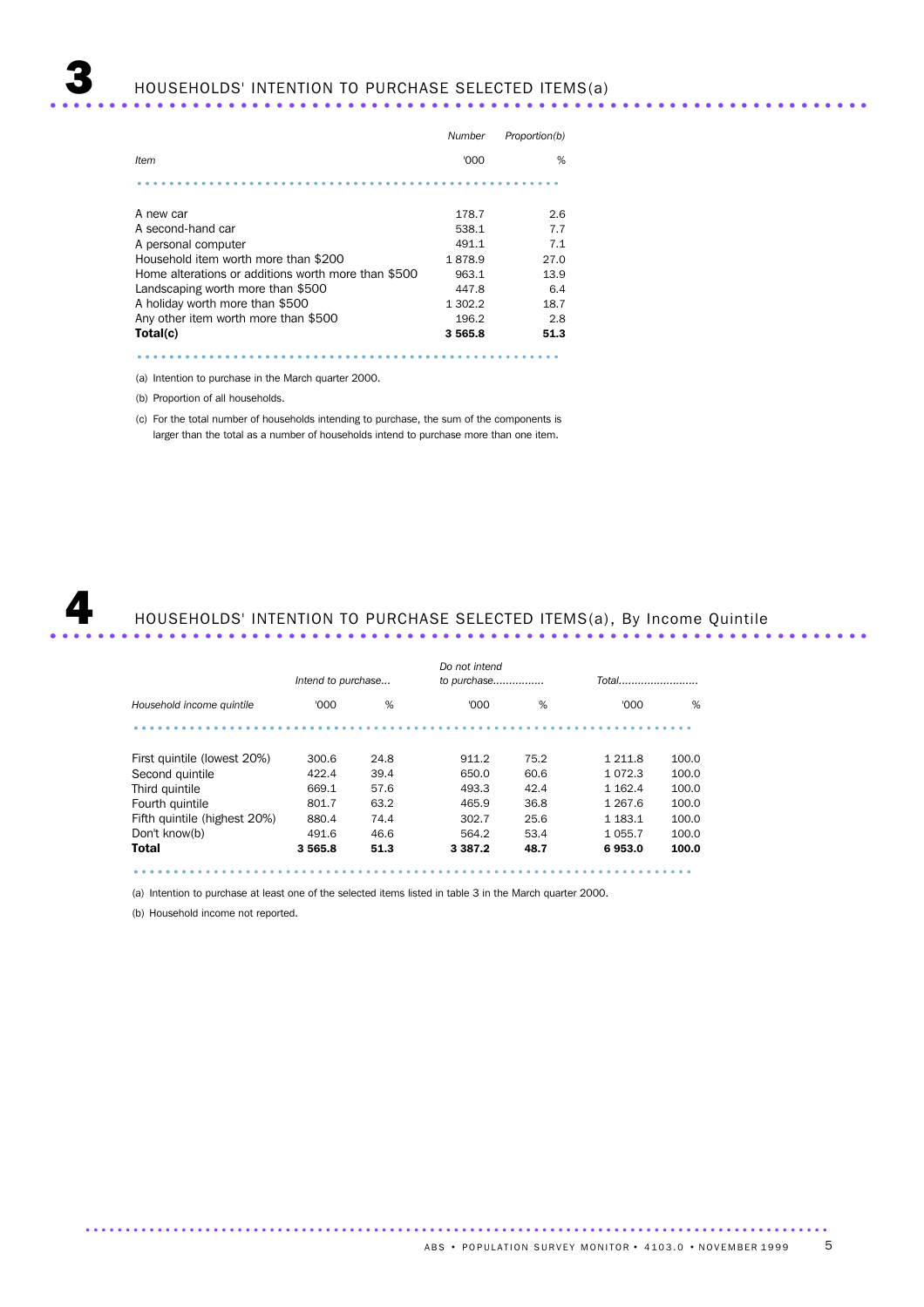## 3 HOUSEHOLDS' INTENTION TO PURCHASE SELECTED ITEMS(a)

| Item | Number '000 | Proportion(b) % |
|---|---|---|
| A new car | 178.7 | 2.6 |
| A second-hand car | 538.1 | 7.7 |
| A personal computer | 491.1 | 7.1 |
| Household item worth more than $200 | 1 878.9 | 27.0 |
| Home alterations or additions worth more than $500 | 963.1 | 13.9 |
| Landscaping worth more than $500 | 447.8 | 6.4 |
| A holiday worth more than $500 | 1 302.2 | 18.7 |
| Any other item worth more than $500 | 196.2 | 2.8 |
| **Total(c)** | **3 565.8** | **51.3** |

(a) Intention to purchase in the March quarter 2000.

(b) Proportion of all households.

(c) For the total number of households intending to purchase, the sum of the components is larger than the total as a number of households intend to purchase more than one item.

## 4 HOUSEHOLDS' INTENTION TO PURCHASE SELECTED ITEMS(a), By Income Quintile

| | Intend to purchase... | | Do not intend to purchase... | | Total... | |
|---|---|---|---|---|---|---|
| Household income quintile | '000 | % | '000 | % | '000 | % |
| First quintile (lowest 20%) | 300.6 | 24.8 | 911.2 | 75.2 | 1 211.8 | 100.0 |
| Second quintile | 422.4 | 39.4 | 650.0 | 60.6 | 1 072.3 | 100.0 |
| Third quintile | 669.1 | 57.6 | 493.3 | 42.4 | 1 162.4 | 100.0 |
| Fourth quintile | 801.7 | 63.2 | 465.9 | 36.8 | 1 267.6 | 100.0 |
| Fifth quintile (highest 20%) | 880.4 | 74.4 | 302.7 | 25.6 | 1 183.1 | 100.0 |
| Don't know(b) | 491.6 | 46.6 | 564.2 | 53.4 | 1 055.7 | 100.0 |
| **Total** | **3 565.8** | **51.3** | **3 387.2** | **48.7** | **6 953.0** | **100.0** |

(a) Intention to purchase at least one of the selected items listed in table 3 in the March quarter 2000.

(b) Household income not reported.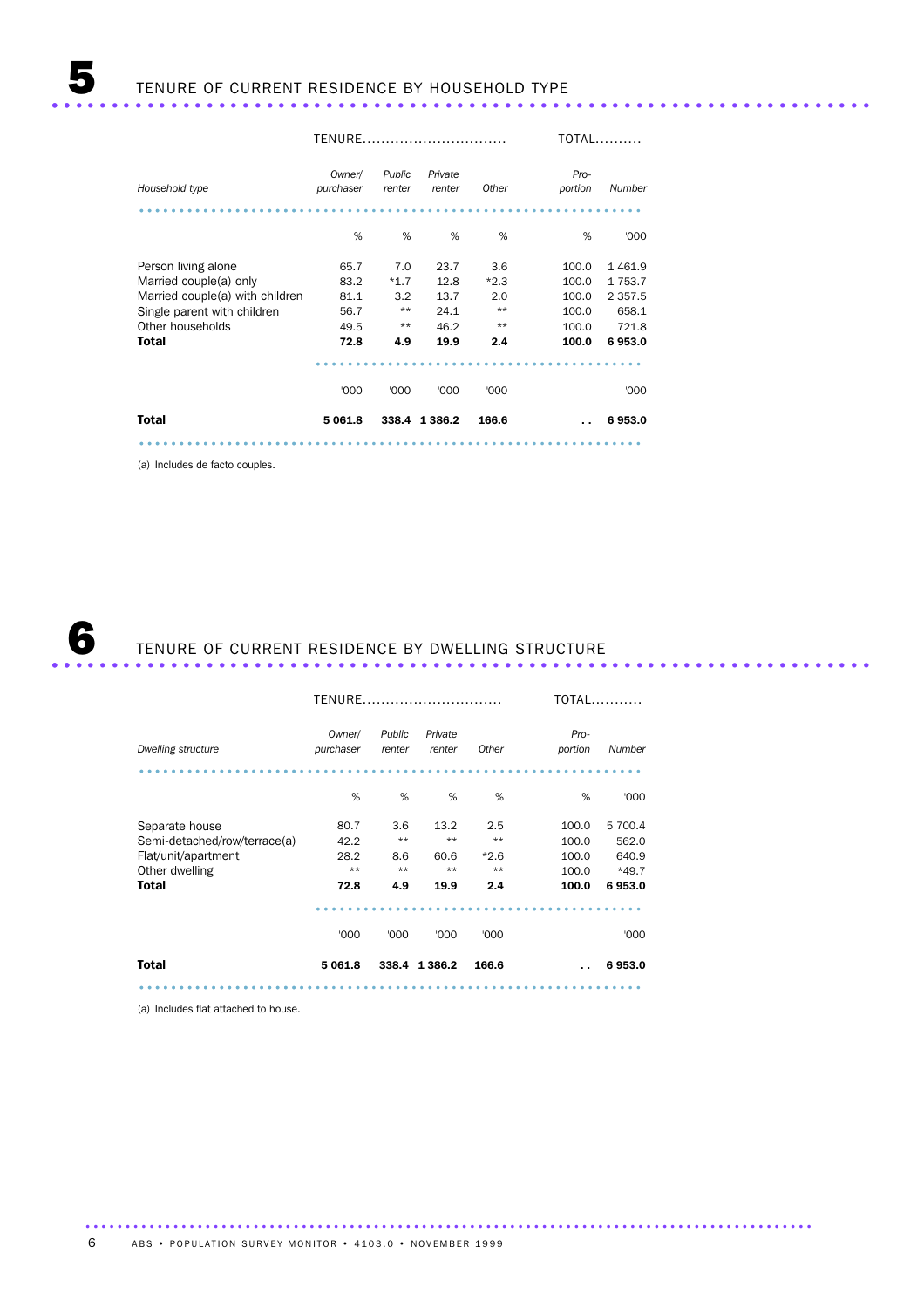## 5 TENURE OF CURRENT RESIDENCE BY HOUSEHOLD TYPE

| | TENURE | | | | TOTAL | |
|---|---|---|---|---|---|---|
| *Household type* | *Owner/ purchaser* | *Public renter* | *Private renter* | *Other* | *Pro- portion* | *Number* |
| | % | % | % | % | % | '000 |
| Person living alone | 65.7 | 7.0 | 23.7 | 3.6 | 100.0 | 1 461.9 |
| Married couple(a) only | 83.2 | *1.7 | 12.8 | *2.3 | 100.0 | 1 753.7 |
| Married couple(a) with children | 81.1 | 3.2 | 13.7 | 2.0 | 100.0 | 2 357.5 |
| Single parent with children | 56.7 | ** | 24.1 | ** | 100.0 | 658.1 |
| Other households | 49.5 | ** | 46.2 | ** | 100.0 | 721.8 |
| **Total** | **72.8** | **4.9** | **19.9** | **2.4** | **100.0** | **6 953.0** |
| | '000 | '000 | '000 | '000 | | '000 |
| **Total** | **5 061.8** | **338.4** | **1 386.2** | **166.6** | **. .** | **6 953.0** |

(a) Includes de facto couples.

## 6 TENURE OF CURRENT RESIDENCE BY DWELLING STRUCTURE

| | TENURE | | | | TOTAL | |
|---|---|---|---|---|---|---|
| *Dwelling structure* | *Owner/ purchaser* | *Public renter* | *Private renter* | *Other* | *Pro- portion* | *Number* |
| | % | % | % | % | % | '000 |
| Separate house | 80.7 | 3.6 | 13.2 | 2.5 | 100.0 | 5 700.4 |
| Semi-detached/row/terrace(a) | 42.2 | ** | ** | ** | 100.0 | 562.0 |
| Flat/unit/apartment | 28.2 | 8.6 | 60.6 | *2.6 | 100.0 | 640.9 |
| Other dwelling | ** | ** | ** | ** | 100.0 | *49.7 |
| **Total** | **72.8** | **4.9** | **19.9** | **2.4** | **100.0** | **6 953.0** |
| | '000 | '000 | '000 | '000 | | '000 |
| **Total** | **5 061.8** | **338.4** | **1 386.2** | **166.6** | **. .** | **6 953.0** |

(a) Includes flat attached to house.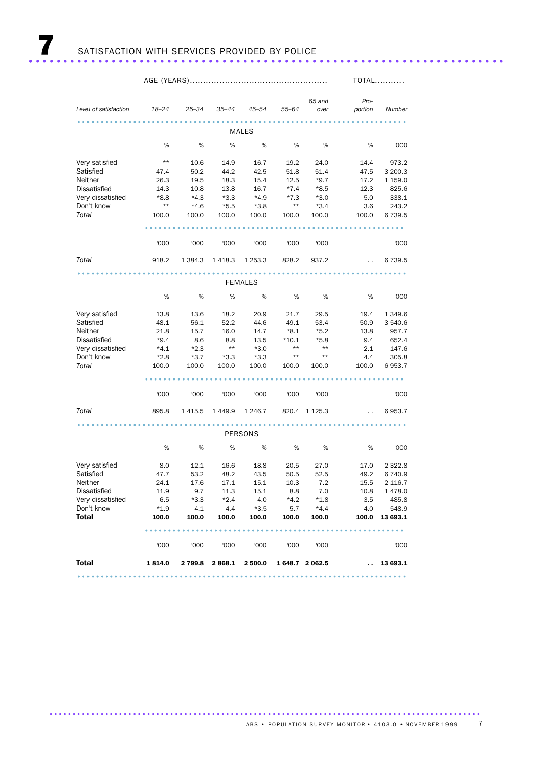# 7 SATISFACTION WITH SERVICES PROVIDED BY POLICE

| Level of satisfaction | AGE (YEARS) 18–24 | 25–34 | 35–44 | 45–54 | 55–64 | 65 and over | TOTAL Proportion | Number |
|---|---|---|---|---|---|---|---|---|
| **MALES** | | | | | | | | |
| | % | % | % | % | % | % | % | '000 |
| Very satisfied | ** | 10.6 | 14.9 | 16.7 | 19.2 | 24.0 | 14.4 | 973.2 |
| Satisfied | 47.4 | 50.2 | 44.2 | 42.5 | 51.8 | 51.4 | 47.5 | 3 200.3 |
| Neither | 26.3 | 19.5 | 18.3 | 15.4 | 12.5 | *9.7 | 17.2 | 1 159.0 |
| Dissatisfied | 14.3 | 10.8 | 13.8 | 16.7 | *7.4 | *8.5 | 12.3 | 825.6 |
| Very dissatisfied | *8.8 | *4.3 | *3.3 | *4.9 | *7.3 | *3.0 | 5.0 | 338.1 |
| Don't know | ** | *4.6 | *5.5 | *3.8 | ** | *3.4 | 3.6 | 243.2 |
| *Total* | 100.0 | 100.0 | 100.0 | 100.0 | 100.0 | 100.0 | 100.0 | 6 739.5 |
| | '000 | '000 | '000 | '000 | '000 | '000 | | '000 |
| *Total* | 918.2 | 1 384.3 | 1 418.3 | 1 253.3 | 828.2 | 937.2 | . . | 6 739.5 |
| **FEMALES** | | | | | | | | |
| | % | % | % | % | % | % | % | '000 |
| Very satisfied | 13.8 | 13.6 | 18.2 | 20.9 | 21.7 | 29.5 | 19.4 | 1 349.6 |
| Satisfied | 48.1 | 56.1 | 52.2 | 44.6 | 49.1 | 53.4 | 50.9 | 3 540.6 |
| Neither | 21.8 | 15.7 | 16.0 | 14.7 | *8.1 | *5.2 | 13.8 | 957.7 |
| Dissatisfied | *9.4 | 8.6 | 8.8 | 13.5 | *10.1 | *5.8 | 9.4 | 652.4 |
| Very dissatisfied | *4.1 | *2.3 | ** | *3.0 | ** | ** | 2.1 | 147.6 |
| Don't know | *2.8 | *3.7 | *3.3 | *3.3 | ** | ** | 4.4 | 305.8 |
| *Total* | 100.0 | 100.0 | 100.0 | 100.0 | 100.0 | 100.0 | 100.0 | 6 953.7 |
| | '000 | '000 | '000 | '000 | '000 | '000 | | '000 |
| *Total* | 895.8 | 1 415.5 | 1 449.9 | 1 246.7 | 820.4 | 1 125.3 | . . | 6 953.7 |
| **PERSONS** | | | | | | | | |
| | % | % | % | % | % | % | % | '000 |
| Very satisfied | 8.0 | 12.1 | 16.6 | 18.8 | 20.5 | 27.0 | 17.0 | 2 322.8 |
| Satisfied | 47.7 | 53.2 | 48.2 | 43.5 | 50.5 | 52.5 | 49.2 | 6 740.9 |
| Neither | 24.1 | 17.6 | 17.1 | 15.1 | 10.3 | 7.2 | 15.5 | 2 116.7 |
| Dissatisfied | 11.9 | 9.7 | 11.3 | 15.1 | 8.8 | 7.0 | 10.8 | 1 478.0 |
| Very dissatisfied | 6.5 | *3.3 | *2.4 | 4.0 | *4.2 | *1.8 | 3.5 | 485.8 |
| Don't know | *1.9 | 4.1 | 4.4 | *3.5 | 5.7 | *4.4 | 4.0 | 548.9 |
| **Total** | **100.0** | **100.0** | **100.0** | **100.0** | **100.0** | **100.0** | **100.0** | **13 693.1** |
| | '000 | '000 | '000 | '000 | '000 | '000 | | '000 |
| **Total** | **1 814.0** | **2 799.8** | **2 868.1** | **2 500.0** | **1 648.7** | **2 062.5** | **. .** | **13 693.1** |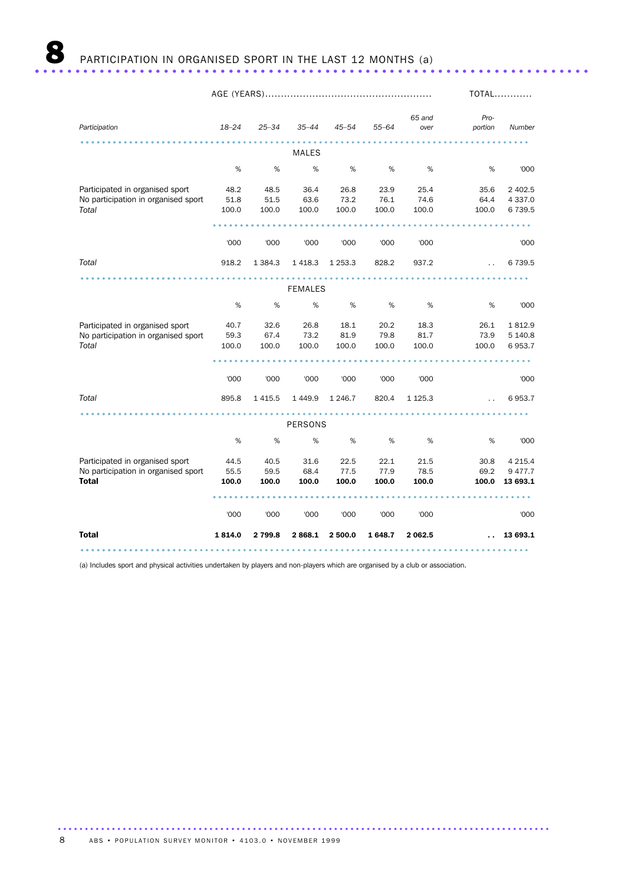# 8 PARTICIPATION IN ORGANISED SPORT IN THE LAST 12 MONTHS (a)

| Participation | AGE (YEARS) 18–24 | 25–34 | 35–44 | 45–54 | 55–64 | 65 and over | TOTAL Proportion | Number |
|---|---|---|---|---|---|---|---|---|
| **MALES** | | | | | | | | |
| | % | % | % | % | % | % | % | '000 |
| Participated in organised sport | 48.2 | 48.5 | 36.4 | 26.8 | 23.9 | 25.4 | 35.6 | 2 402.5 |
| No participation in organised sport | 51.8 | 51.5 | 63.6 | 73.2 | 76.1 | 74.6 | 64.4 | 4 337.0 |
| *Total* | 100.0 | 100.0 | 100.0 | 100.0 | 100.0 | 100.0 | 100.0 | 6 739.5 |
| | '000 | '000 | '000 | '000 | '000 | '000 | | '000 |
| *Total* | 918.2 | 1 384.3 | 1 418.3 | 1 253.3 | 828.2 | 937.2 | . . | 6 739.5 |
| **FEMALES** | | | | | | | | |
| | % | % | % | % | % | % | % | '000 |
| Participated in organised sport | 40.7 | 32.6 | 26.8 | 18.1 | 20.2 | 18.3 | 26.1 | 1 812.9 |
| No participation in organised sport | 59.3 | 67.4 | 73.2 | 81.9 | 79.8 | 81.7 | 73.9 | 5 140.8 |
| *Total* | 100.0 | 100.0 | 100.0 | 100.0 | 100.0 | 100.0 | 100.0 | 6 953.7 |
| | '000 | '000 | '000 | '000 | '000 | '000 | | '000 |
| *Total* | 895.8 | 1 415.5 | 1 449.9 | 1 246.7 | 820.4 | 1 125.3 | . . | 6 953.7 |
| **PERSONS** | | | | | | | | |
| | % | % | % | % | % | % | % | '000 |
| Participated in organised sport | 44.5 | 40.5 | 31.6 | 22.5 | 22.1 | 21.5 | 30.8 | 4 215.4 |
| No participation in organised sport | 55.5 | 59.5 | 68.4 | 77.5 | 77.9 | 78.5 | 69.2 | 9 477.7 |
| **Total** | **100.0** | **100.0** | **100.0** | **100.0** | **100.0** | **100.0** | **100.0** | **13 693.1** |
| | '000 | '000 | '000 | '000 | '000 | '000 | | '000 |
| **Total** | **1 814.0** | **2 799.8** | **2 868.1** | **2 500.0** | **1 648.7** | **2 062.5** | **. .** | **13 693.1** |

(a) Includes sport and physical activities undertaken by players and non-players which are organised by a club or association.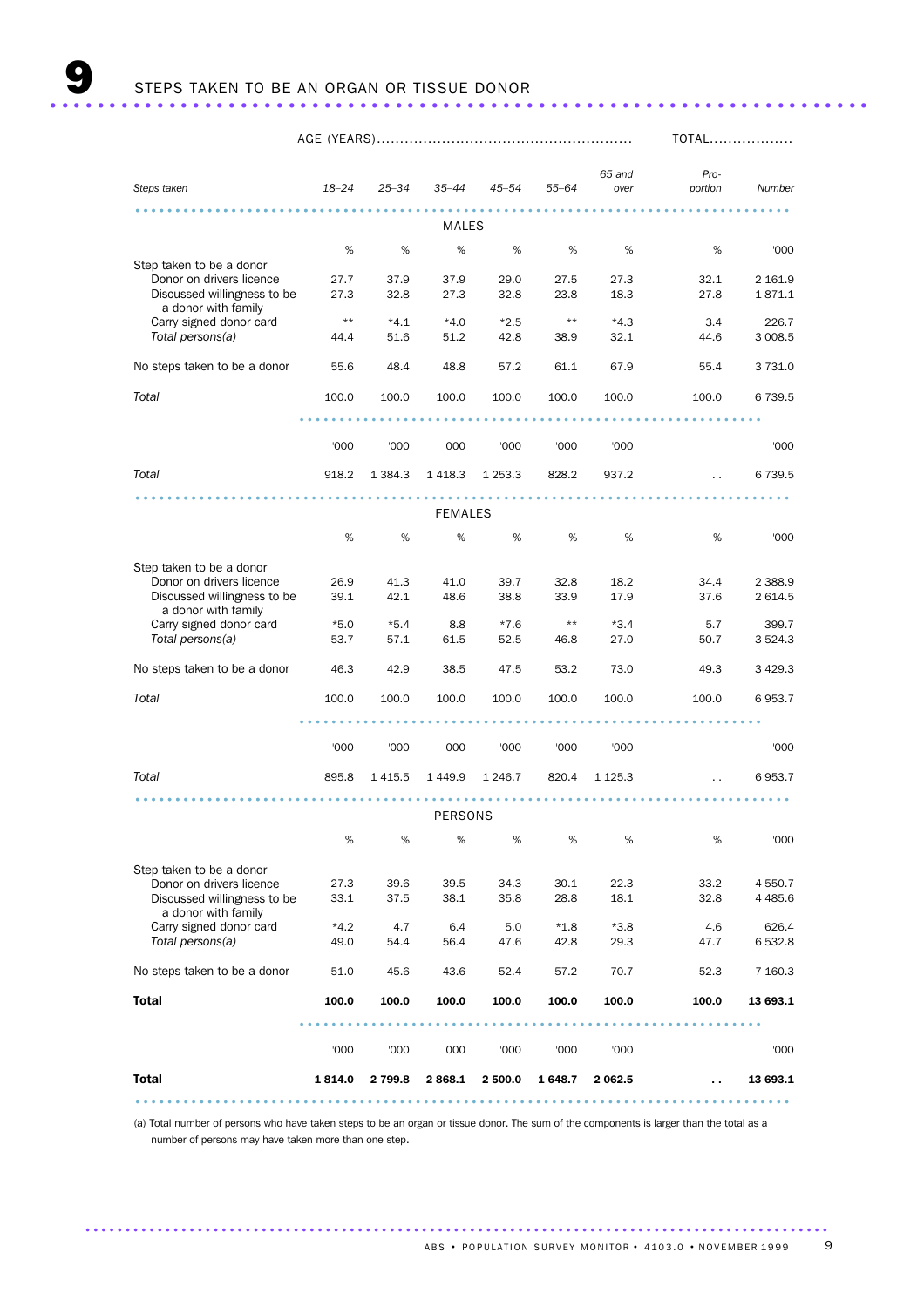# 9 STEPS TAKEN TO BE AN ORGAN OR TISSUE DONOR

| Steps taken | AGE (YEARS) | | | | | | TOTAL | |
|---|---|---|---|---|---|---|---|---|
| | 18–24 | 25–34 | 35–44 | 45–54 | 55–64 | 65 and over | Proportion | Number |
| **MALES** | | | | | | | | |
| | % | % | % | % | % | % | % | '000 |
| Step taken to be a donor | | | | | | | | |
| Donor on drivers licence | 27.7 | 37.9 | 37.9 | 29.0 | 27.5 | 27.3 | 32.1 | 2 161.9 |
| Discussed willingness to be a donor with family | 27.3 | 32.8 | 27.3 | 32.8 | 23.8 | 18.3 | 27.8 | 1 871.1 |
| Carry signed donor card | ** | *4.1 | *4.0 | *2.5 | ** | *4.3 | 3.4 | 226.7 |
| *Total persons(a)* | 44.4 | 51.6 | 51.2 | 42.8 | 38.9 | 32.1 | 44.6 | 3 008.5 |
| No steps taken to be a donor | 55.6 | 48.4 | 48.8 | 57.2 | 61.1 | 67.9 | 55.4 | 3 731.0 |
| *Total* | 100.0 | 100.0 | 100.0 | 100.0 | 100.0 | 100.0 | 100.0 | 6 739.5 |
| | '000 | '000 | '000 | '000 | '000 | '000 | | '000 |
| *Total* | 918.2 | 1 384.3 | 1 418.3 | 1 253.3 | 828.2 | 937.2 | . . | 6 739.5 |
| **FEMALES** | | | | | | | | |
| | % | % | % | % | % | % | % | '000 |
| Step taken to be a donor | | | | | | | | |
| Donor on drivers licence | 26.9 | 41.3 | 41.0 | 39.7 | 32.8 | 18.2 | 34.4 | 2 388.9 |
| Discussed willingness to be a donor with family | 39.1 | 42.1 | 48.6 | 38.8 | 33.9 | 17.9 | 37.6 | 2 614.5 |
| Carry signed donor card | *5.0 | *5.4 | 8.8 | *7.6 | ** | *3.4 | 5.7 | 399.7 |
| *Total persons(a)* | 53.7 | 57.1 | 61.5 | 52.5 | 46.8 | 27.0 | 50.7 | 3 524.3 |
| No steps taken to be a donor | 46.3 | 42.9 | 38.5 | 47.5 | 53.2 | 73.0 | 49.3 | 3 429.3 |
| *Total* | 100.0 | 100.0 | 100.0 | 100.0 | 100.0 | 100.0 | 100.0 | 6 953.7 |
| | '000 | '000 | '000 | '000 | '000 | '000 | | '000 |
| *Total* | 895.8 | 1 415.5 | 1 449.9 | 1 246.7 | 820.4 | 1 125.3 | . . | 6 953.7 |
| **PERSONS** | | | | | | | | |
| | % | % | % | % | % | % | % | '000 |
| Step taken to be a donor | | | | | | | | |
| Donor on drivers licence | 27.3 | 39.6 | 39.5 | 34.3 | 30.1 | 22.3 | 33.2 | 4 550.7 |
| Discussed willingness to be a donor with family | 33.1 | 37.5 | 38.1 | 35.8 | 28.8 | 18.1 | 32.8 | 4 485.6 |
| Carry signed donor card | *4.2 | 4.7 | 6.4 | 5.0 | *1.8 | *3.8 | 4.6 | 626.4 |
| *Total persons(a)* | 49.0 | 54.4 | 56.4 | 47.6 | 42.8 | 29.3 | 47.7 | 6 532.8 |
| No steps taken to be a donor | 51.0 | 45.6 | 43.6 | 52.4 | 57.2 | 70.7 | 52.3 | 7 160.3 |
| **Total** | **100.0** | **100.0** | **100.0** | **100.0** | **100.0** | **100.0** | **100.0** | **13 693.1** |
| | '000 | '000 | '000 | '000 | '000 | '000 | | '000 |
| **Total** | **1 814.0** | **2 799.8** | **2 868.1** | **2 500.0** | **1 648.7** | **2 062.5** | **. .** | **13 693.1** |

(a) Total number of persons who have taken steps to be an organ or tissue donor. The sum of the components is larger than the total as a number of persons may have taken more than one step.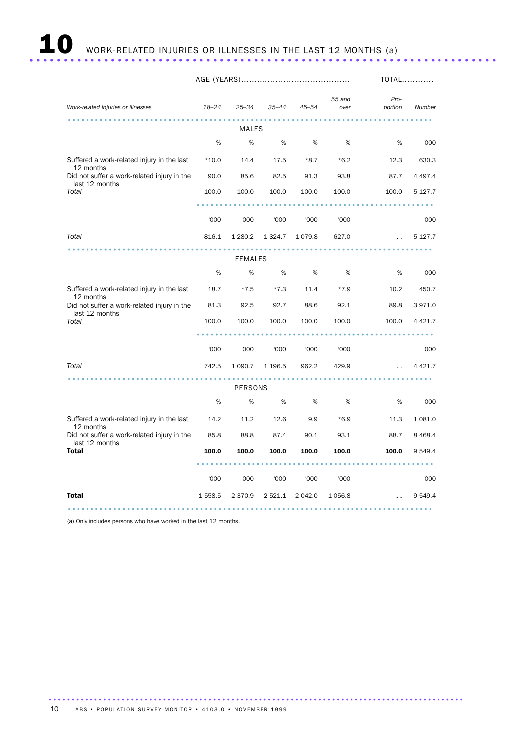# 10 WORK-RELATED INJURIES OR ILLNESSES IN THE LAST 12 MONTHS (a)

| Work-related injuries or illnesses | AGE (YEARS) | | | | | TOTAL | |
|---|---|---|---|---|---|---|---|
| | 18–24 | 25–34 | 35–44 | 45–54 | 55 and over | Proportion | Number |
| **MALES** | | | | | | | |
| | % | % | % | % | % | % | '000 |
| Suffered a work-related injury in the last 12 months | *10.0 | 14.4 | 17.5 | *8.7 | *6.2 | 12.3 | 630.3 |
| Did not suffer a work-related injury in the last 12 months | 90.0 | 85.6 | 82.5 | 91.3 | 93.8 | 87.7 | 4 497.4 |
| *Total* | 100.0 | 100.0 | 100.0 | 100.0 | 100.0 | 100.0 | 5 127.7 |
| | '000 | '000 | '000 | '000 | '000 | | '000 |
| *Total* | 816.1 | 1 280.2 | 1 324.7 | 1 079.8 | 627.0 | . . | 5 127.7 |
| **FEMALES** | | | | | | | |
| | % | % | % | % | % | % | '000 |
| Suffered a work-related injury in the last 12 months | 18.7 | *7.5 | *7.3 | 11.4 | *7.9 | 10.2 | 450.7 |
| Did not suffer a work-related injury in the last 12 months | 81.3 | 92.5 | 92.7 | 88.6 | 92.1 | 89.8 | 3 971.0 |
| *Total* | 100.0 | 100.0 | 100.0 | 100.0 | 100.0 | 100.0 | 4 421.7 |
| | '000 | '000 | '000 | '000 | '000 | | '000 |
| *Total* | 742.5 | 1 090.7 | 1 196.5 | 962.2 | 429.9 | . . | 4 421.7 |
| **PERSONS** | | | | | | | |
| | % | % | % | % | % | % | '000 |
| Suffered a work-related injury in the last 12 months | 14.2 | 11.2 | 12.6 | 9.9 | *6.9 | 11.3 | 1 081.0 |
| Did not suffer a work-related injury in the last 12 months | 85.8 | 88.8 | 87.4 | 90.1 | 93.1 | 88.7 | 8 468.4 |
| **Total** | **100.0** | **100.0** | **100.0** | **100.0** | **100.0** | **100.0** | 9 549.4 |
| | '000 | '000 | '000 | '000 | '000 | | '000 |
| **Total** | 1 558.5 | 2 370.9 | 2 521.1 | 2 042.0 | 1 056.8 | **. .** | 9 549.4 |

(a) Only includes persons who have worked in the last 12 months.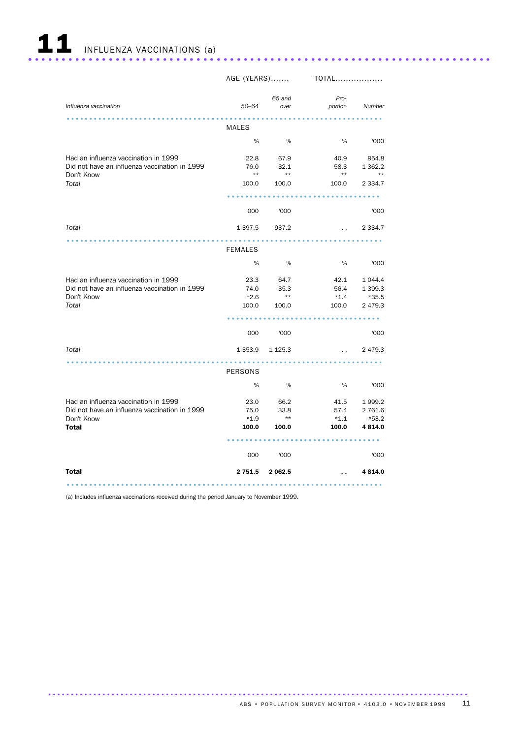# 11 INFLUENZA VACCINATIONS (a)

| | AGE (YEARS) | | TOTAL | |
|---|---|---|---|---|
| *Influenza vaccination* | *50–64* | *65 and over* | *Proportion* | *Number* |
| **MALES** | | | | |
| | % | % | % | '000 |
| Had an influenza vaccination in 1999 | 22.8 | 67.9 | 40.9 | 954.8 |
| Did not have an influenza vaccination in 1999 | 76.0 | 32.1 | 58.3 | 1 362.2 |
| Don't Know | ** | ** | ** | ** |
| *Total* | 100.0 | 100.0 | 100.0 | 2 334.7 |
| | '000 | '000 | | '000 |
| *Total* | 1 397.5 | 937.2 | . . | 2 334.7 |
| **FEMALES** | | | | |
| | % | % | % | '000 |
| Had an influenza vaccination in 1999 | 23.3 | 64.7 | 42.1 | 1 044.4 |
| Did not have an influenza vaccination in 1999 | 74.0 | 35.3 | 56.4 | 1 399.3 |
| Don't Know | *2.6 | ** | *1.4 | *35.5 |
| *Total* | 100.0 | 100.0 | 100.0 | 2 479.3 |
| | '000 | '000 | | '000 |
| *Total* | 1 353.9 | 1 125.3 | . . | 2 479.3 |
| **PERSONS** | | | | |
| | % | % | % | '000 |
| Had an influenza vaccination in 1999 | 23.0 | 66.2 | 41.5 | 1 999.2 |
| Did not have an influenza vaccination in 1999 | 75.0 | 33.8 | 57.4 | 2 761.6 |
| Don't Know | *1.9 | ** | *1.1 | *53.2 |
| **Total** | **100.0** | **100.0** | **100.0** | **4 814.0** |
| | '000 | '000 | | '000 |
| **Total** | **2 751.5** | **2 062.5** | **. .** | **4 814.0** |

(a) Includes influenza vaccinations received during the period January to November 1999.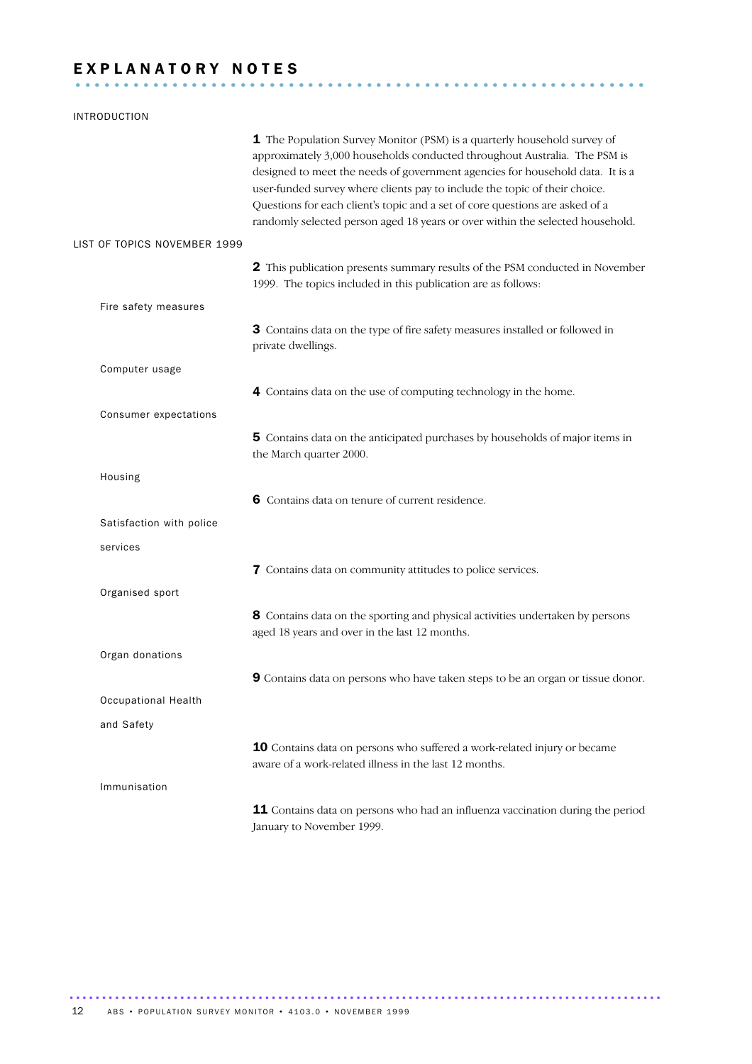# EXPLANATORY NOTES

## INTRODUCTION

**1** The Population Survey Monitor (PSM) is a quarterly household survey of approximately 3,000 households conducted throughout Australia. The PSM is designed to meet the needs of government agencies for household data. It is a user-funded survey where clients pay to include the topic of their choice. Questions for each client's topic and a set of core questions are asked of a randomly selected person aged 18 years or over within the selected household.

## LIST OF TOPICS NOVEMBER 1999

**2** This publication presents summary results of the PSM conducted in November 1999. The topics included in this publication are as follows:

### Fire safety measures

**3** Contains data on the type of fire safety measures installed or followed in private dwellings.

### Computer usage

**4** Contains data on the use of computing technology in the home.

### Consumer expectations

**5** Contains data on the anticipated purchases by households of major items in the March quarter 2000.

### Housing

**6** Contains data on tenure of current residence.

### Satisfaction with police services

**7** Contains data on community attitudes to police services.

### Organised sport

**8** Contains data on the sporting and physical activities undertaken by persons aged 18 years and over in the last 12 months.

### Organ donations

**9** Contains data on persons who have taken steps to be an organ or tissue donor.

### Occupational Health and Safety

**10** Contains data on persons who suffered a work-related injury or became aware of a work-related illness in the last 12 months.

### Immunisation

**11** Contains data on persons who had an influenza vaccination during the period January to November 1999.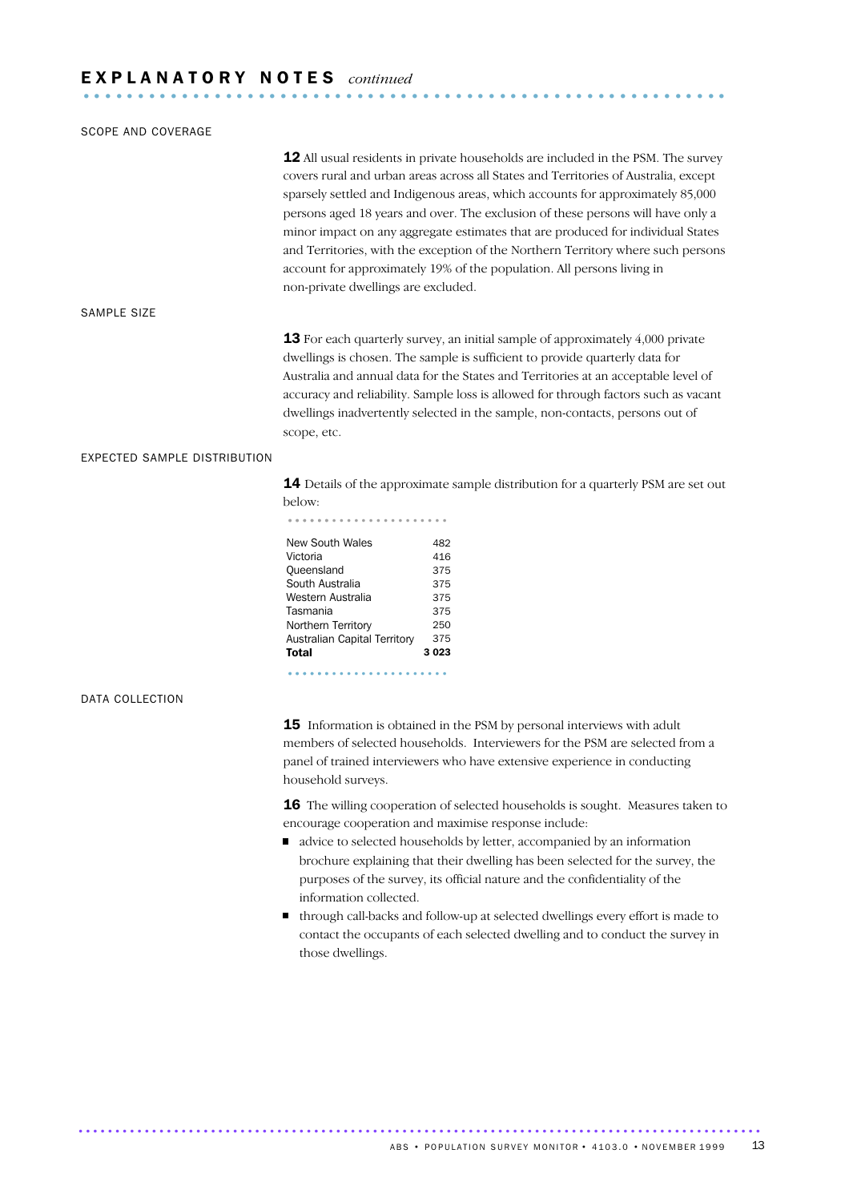# EXPLANATORY NOTES *continued*

## SCOPE AND COVERAGE

**12** All usual residents in private households are included in the PSM. The survey covers rural and urban areas across all States and Territories of Australia, except sparsely settled and Indigenous areas, which accounts for approximately 85,000 persons aged 18 years and over. The exclusion of these persons will have only a minor impact on any aggregate estimates that are produced for individual States and Territories, with the exception of the Northern Territory where such persons account for approximately 19% of the population. All persons living in non-private dwellings are excluded.

## SAMPLE SIZE

**13** For each quarterly survey, an initial sample of approximately 4,000 private dwellings is chosen. The sample is sufficient to provide quarterly data for Australia and annual data for the States and Territories at an acceptable level of accuracy and reliability. Sample loss is allowed for through factors such as vacant dwellings inadvertently selected in the sample, non-contacts, persons out of scope, etc.

## EXPECTED SAMPLE DISTRIBUTION

**14** Details of the approximate sample distribution for a quarterly PSM are set out below:

| | |
|---|---|
| New South Wales | 482 |
| Victoria | 416 |
| Queensland | 375 |
| South Australia | 375 |
| Western Australia | 375 |
| Tasmania | 375 |
| Northern Territory | 250 |
| Australian Capital Territory | 375 |
| **Total** | **3 023** |

## DATA COLLECTION

**15** Information is obtained in the PSM by personal interviews with adult members of selected households. Interviewers for the PSM are selected from a panel of trained interviewers who have extensive experience in conducting household surveys.

**16** The willing cooperation of selected households is sought. Measures taken to encourage cooperation and maximise response include:

- advice to selected households by letter, accompanied by an information brochure explaining that their dwelling has been selected for the survey, the purposes of the survey, its official nature and the confidentiality of the information collected.
- through call-backs and follow-up at selected dwellings every effort is made to contact the occupants of each selected dwelling and to conduct the survey in those dwellings.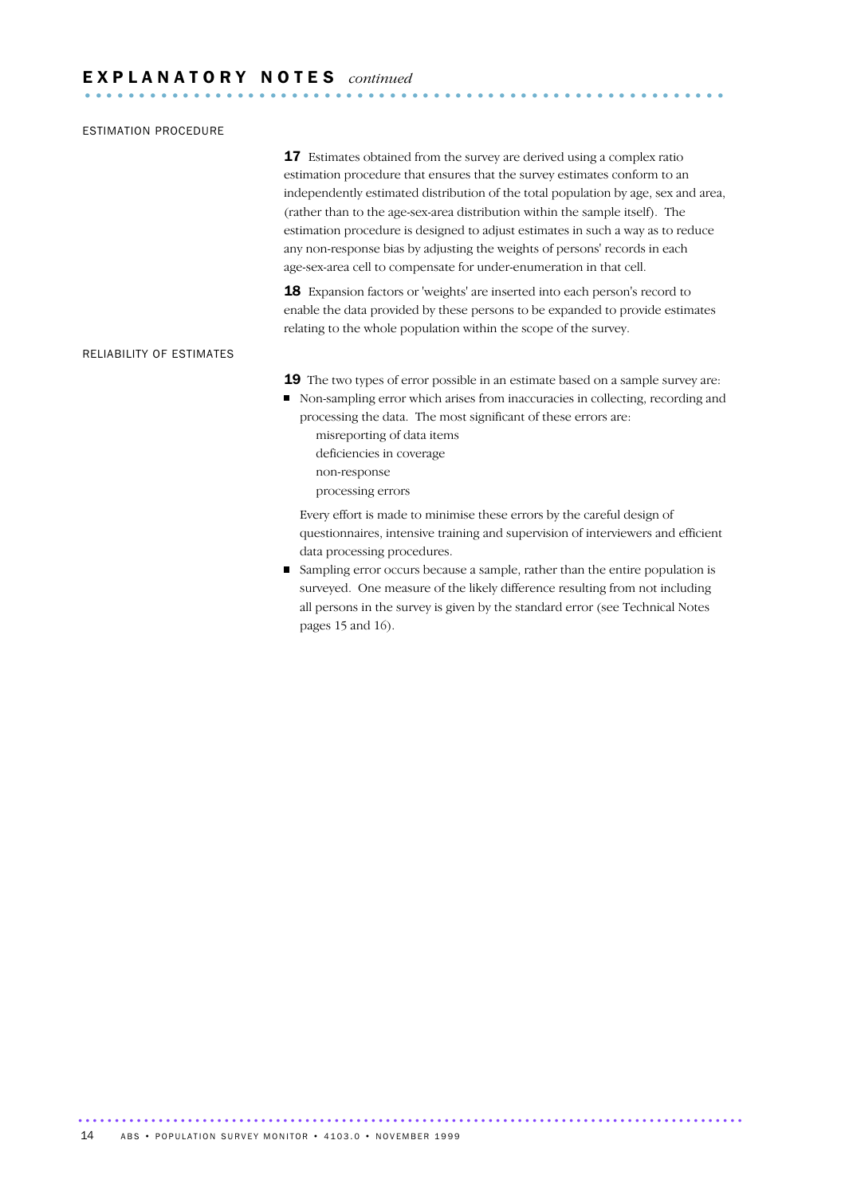## EXPLANATORY NOTES *continued*

### ESTIMATION PROCEDURE

**17** Estimates obtained from the survey are derived using a complex ratio estimation procedure that ensures that the survey estimates conform to an independently estimated distribution of the total population by age, sex and area, (rather than to the age-sex-area distribution within the sample itself). The estimation procedure is designed to adjust estimates in such a way as to reduce any non-response bias by adjusting the weights of persons' records in each age-sex-area cell to compensate for under-enumeration in that cell.

**18** Expansion factors or 'weights' are inserted into each person's record to enable the data provided by these persons to be expanded to provide estimates relating to the whole population within the scope of the survey.

### RELIABILITY OF ESTIMATES

**19** The two types of error possible in an estimate based on a sample survey are:

- Non-sampling error which arises from inaccuracies in collecting, recording and processing the data. The most significant of these errors are:
  - misreporting of data items
  - deficiencies in coverage
  - non-response
  - processing errors

  Every effort is made to minimise these errors by the careful design of questionnaires, intensive training and supervision of interviewers and efficient data processing procedures.
- Sampling error occurs because a sample, rather than the entire population is surveyed. One measure of the likely difference resulting from not including all persons in the survey is given by the standard error (see Technical Notes pages 15 and 16).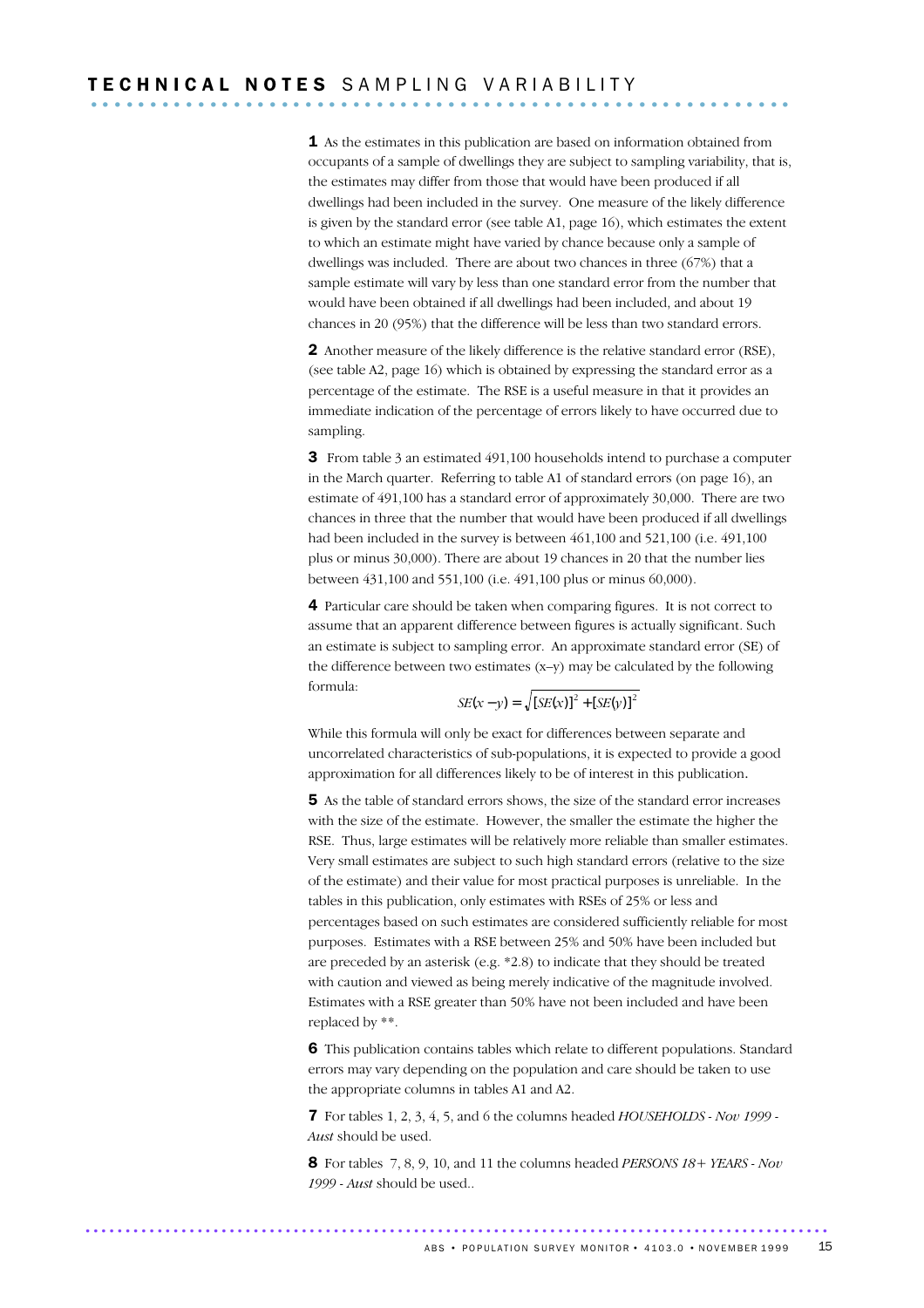# TECHNICAL NOTES SAMPLING VARIABILITY

**1** As the estimates in this publication are based on information obtained from occupants of a sample of dwellings they are subject to sampling variability, that is, the estimates may differ from those that would have been produced if all dwellings had been included in the survey. One measure of the likely difference is given by the standard error (see table A1, page 16), which estimates the extent to which an estimate might have varied by chance because only a sample of dwellings was included. There are about two chances in three (67%) that a sample estimate will vary by less than one standard error from the number that would have been obtained if all dwellings had been included, and about 19 chances in 20 (95%) that the difference will be less than two standard errors.

**2** Another measure of the likely difference is the relative standard error (RSE), (see table A2, page 16) which is obtained by expressing the standard error as a percentage of the estimate. The RSE is a useful measure in that it provides an immediate indication of the percentage of errors likely to have occurred due to sampling.

**3** From table 3 an estimated 491,100 households intend to purchase a computer in the March quarter. Referring to table A1 of standard errors (on page 16), an estimate of 491,100 has a standard error of approximately 30,000. There are two chances in three that the number that would have been produced if all dwellings had been included in the survey is between 461,100 and 521,100 (i.e. 491,100 plus or minus 30,000). There are about 19 chances in 20 that the number lies between 431,100 and 551,100 (i.e. 491,100 plus or minus 60,000).

**4** Particular care should be taken when comparing figures. It is not correct to assume that an apparent difference between figures is actually significant. Such an estimate is subject to sampling error. An approximate standard error (SE) of the difference between two estimates (x–y) may be calculated by the following formula:

$$SE(x-y) = \sqrt{[SE(x)]^2 + [SE(y)]^2}$$

While this formula will only be exact for differences between separate and uncorrelated characteristics of sub-populations, it is expected to provide a good approximation for all differences likely to be of interest in this publication.

**5** As the table of standard errors shows, the size of the standard error increases with the size of the estimate. However, the smaller the estimate the higher the RSE. Thus, large estimates will be relatively more reliable than smaller estimates. Very small estimates are subject to such high standard errors (relative to the size of the estimate) and their value for most practical purposes is unreliable. In the tables in this publication, only estimates with RSEs of 25% or less and percentages based on such estimates are considered sufficiently reliable for most purposes. Estimates with a RSE between 25% and 50% have been included but are preceded by an asterisk (e.g. *2.8) to indicate that they should be treated with caution and viewed as being merely indicative of the magnitude involved. Estimates with a RSE greater than 50% have not been included and have been replaced by **.

**6** This publication contains tables which relate to different populations. Standard errors may vary depending on the population and care should be taken to use the appropriate columns in tables A1 and A2.

**7** For tables 1, 2, 3, 4, 5, and 6 the columns headed *HOUSEHOLDS - Nov 1999 - Aust* should be used.

**8** For tables 7, 8, 9, 10, and 11 the columns headed *PERSONS 18+ YEARS - Nov 1999 - Aust* should be used..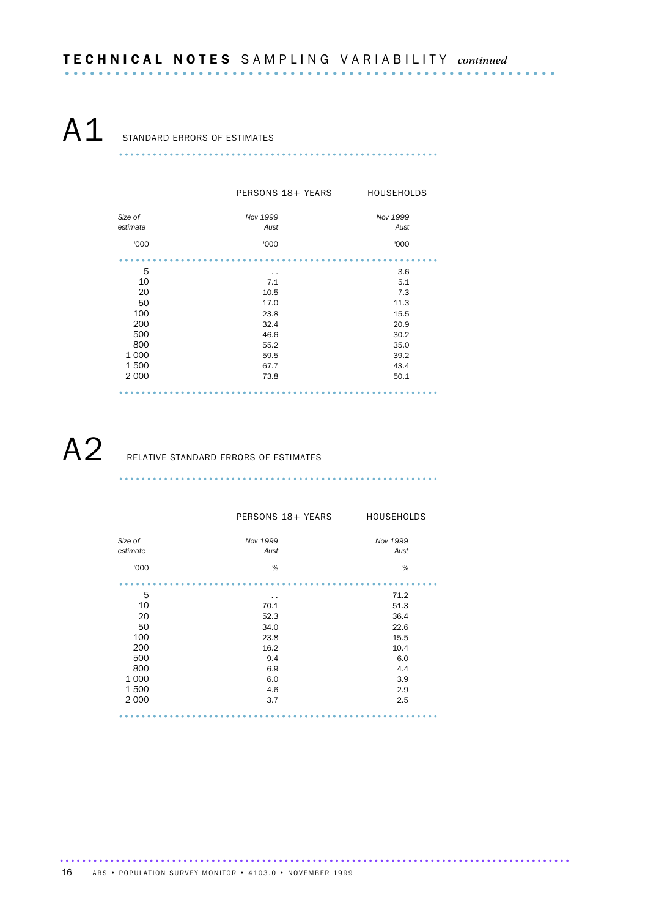# TECHNICAL NOTES SAMPLING VARIABILITY *continued*

## A1 STANDARD ERRORS OF ESTIMATES

| | PERSONS 18+ YEARS | HOUSEHOLDS |
|---|---|---|
| *Size of estimate* | *Nov 1999 Aust* | *Nov 1999 Aust* |
| '000 | '000 | '000 |
| 5 | .. | 3.6 |
| 10 | 7.1 | 5.1 |
| 20 | 10.5 | 7.3 |
| 50 | 17.0 | 11.3 |
| 100 | 23.8 | 15.5 |
| 200 | 32.4 | 20.9 |
| 500 | 46.6 | 30.2 |
| 800 | 55.2 | 35.0 |
| 1 000 | 59.5 | 39.2 |
| 1 500 | 67.7 | 43.4 |
| 2 000 | 73.8 | 50.1 |

## A2 RELATIVE STANDARD ERRORS OF ESTIMATES

| | PERSONS 18+ YEARS | HOUSEHOLDS |
|---|---|---|
| *Size of estimate* | *Nov 1999 Aust* | *Nov 1999 Aust* |
| '000 | % | % |
| 5 | .. | 71.2 |
| 10 | 70.1 | 51.3 |
| 20 | 52.3 | 36.4 |
| 50 | 34.0 | 22.6 |
| 100 | 23.8 | 15.5 |
| 200 | 16.2 | 10.4 |
| 500 | 9.4 | 6.0 |
| 800 | 6.9 | 4.4 |
| 1 000 | 6.0 | 3.9 |
| 1 500 | 4.6 | 2.9 |
| 2 000 | 3.7 | 2.5 |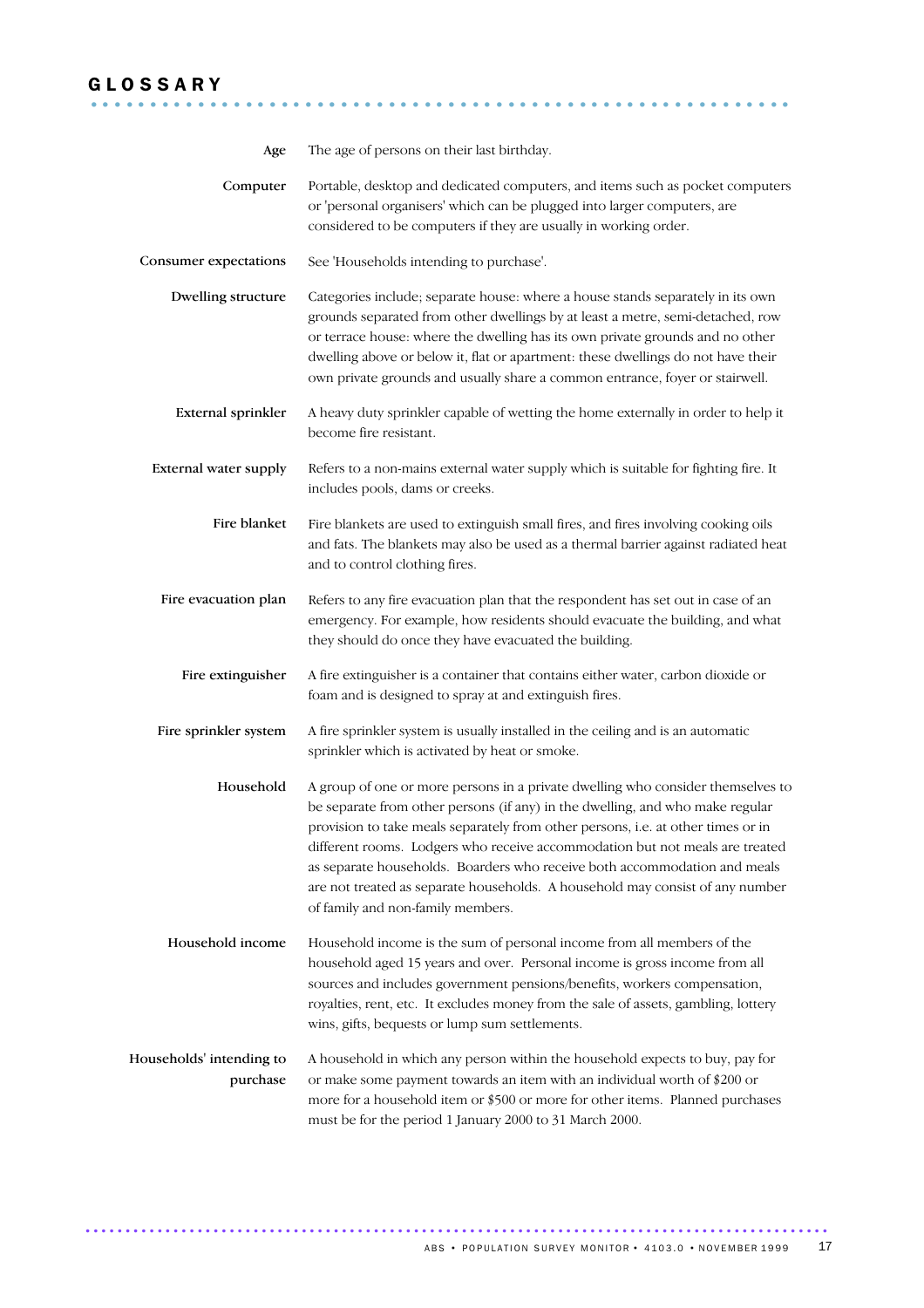# GLOSSARY

**Age**
The age of persons on their last birthday.

**Computer**
Portable, desktop and dedicated computers, and items such as pocket computers or 'personal organisers' which can be plugged into larger computers, are considered to be computers if they are usually in working order.

**Consumer expectations**
See 'Households intending to purchase'.

**Dwelling structure**
Categories include; separate house: where a house stands separately in its own grounds separated from other dwellings by at least a metre, semi-detached, row or terrace house: where the dwelling has its own private grounds and no other dwelling above or below it, flat or apartment: these dwellings do not have their own private grounds and usually share a common entrance, foyer or stairwell.

**External sprinkler**
A heavy duty sprinkler capable of wetting the home externally in order to help it become fire resistant.

**External water supply**
Refers to a non-mains external water supply which is suitable for fighting fire. It includes pools, dams or creeks.

**Fire blanket**
Fire blankets are used to extinguish small fires, and fires involving cooking oils and fats. The blankets may also be used as a thermal barrier against radiated heat and to control clothing fires.

**Fire evacuation plan**
Refers to any fire evacuation plan that the respondent has set out in case of an emergency. For example, how residents should evacuate the building, and what they should do once they have evacuated the building.

**Fire extinguisher**
A fire extinguisher is a container that contains either water, carbon dioxide or foam and is designed to spray at and extinguish fires.

**Fire sprinkler system**
A fire sprinkler system is usually installed in the ceiling and is an automatic sprinkler which is activated by heat or smoke.

**Household**
A group of one or more persons in a private dwelling who consider themselves to be separate from other persons (if any) in the dwelling, and who make regular provision to take meals separately from other persons, i.e. at other times or in different rooms. Lodgers who receive accommodation but not meals are treated as separate households. Boarders who receive both accommodation and meals are not treated as separate households. A household may consist of any number of family and non-family members.

**Household income**
Household income is the sum of personal income from all members of the household aged 15 years and over. Personal income is gross income from all sources and includes government pensions/benefits, workers compensation, royalties, rent, etc. It excludes money from the sale of assets, gambling, lottery wins, gifts, bequests or lump sum settlements.

**Households' intending to purchase**
A household in which any person within the household expects to buy, pay for or make some payment towards an item with an individual worth of $200 or more for a household item or $500 or more for other items. Planned purchases must be for the period 1 January 2000 to 31 March 2000.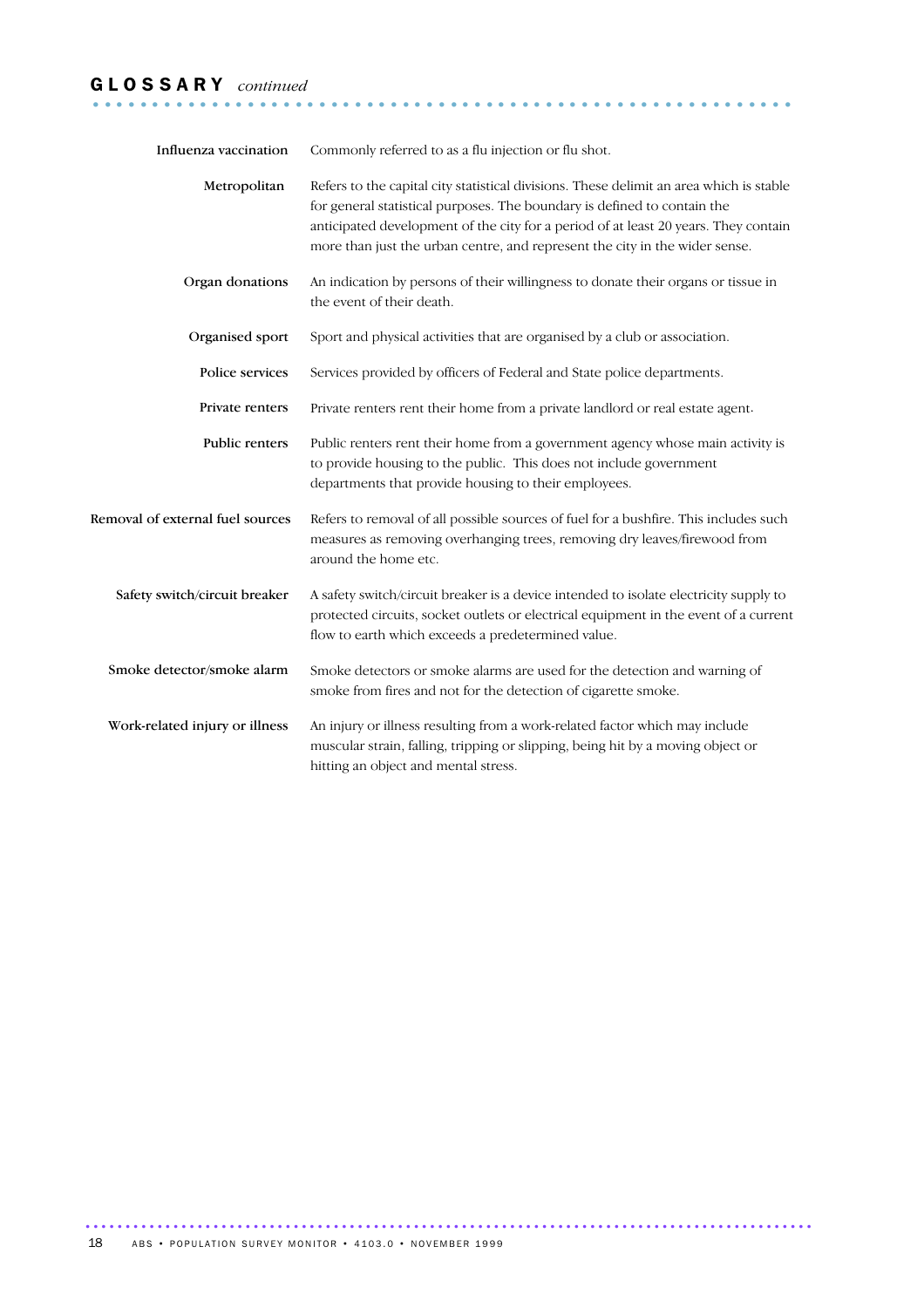## GLOSSARY *continued*

**Influenza vaccination** Commonly referred to as a flu injection or flu shot.

**Metropolitan** Refers to the capital city statistical divisions. These delimit an area which is stable for general statistical purposes. The boundary is defined to contain the anticipated development of the city for a period of at least 20 years. They contain more than just the urban centre, and represent the city in the wider sense.

**Organ donations** An indication by persons of their willingness to donate their organs or tissue in the event of their death.

**Organised sport** Sport and physical activities that are organised by a club or association.

**Police services** Services provided by officers of Federal and State police departments.

**Private renters** Private renters rent their home from a private landlord or real estate agent.

**Public renters** Public renters rent their home from a government agency whose main activity is to provide housing to the public. This does not include government departments that provide housing to their employees.

**Removal of external fuel sources** Refers to removal of all possible sources of fuel for a bushfire. This includes such measures as removing overhanging trees, removing dry leaves/firewood from around the home etc.

**Safety switch/circuit breaker** A safety switch/circuit breaker is a device intended to isolate electricity supply to protected circuits, socket outlets or electrical equipment in the event of a current flow to earth which exceeds a predetermined value.

**Smoke detector/smoke alarm** Smoke detectors or smoke alarms are used for the detection and warning of smoke from fires and not for the detection of cigarette smoke.

**Work-related injury or illness** An injury or illness resulting from a work-related factor which may include muscular strain, falling, tripping or slipping, being hit by a moving object or hitting an object and mental stress.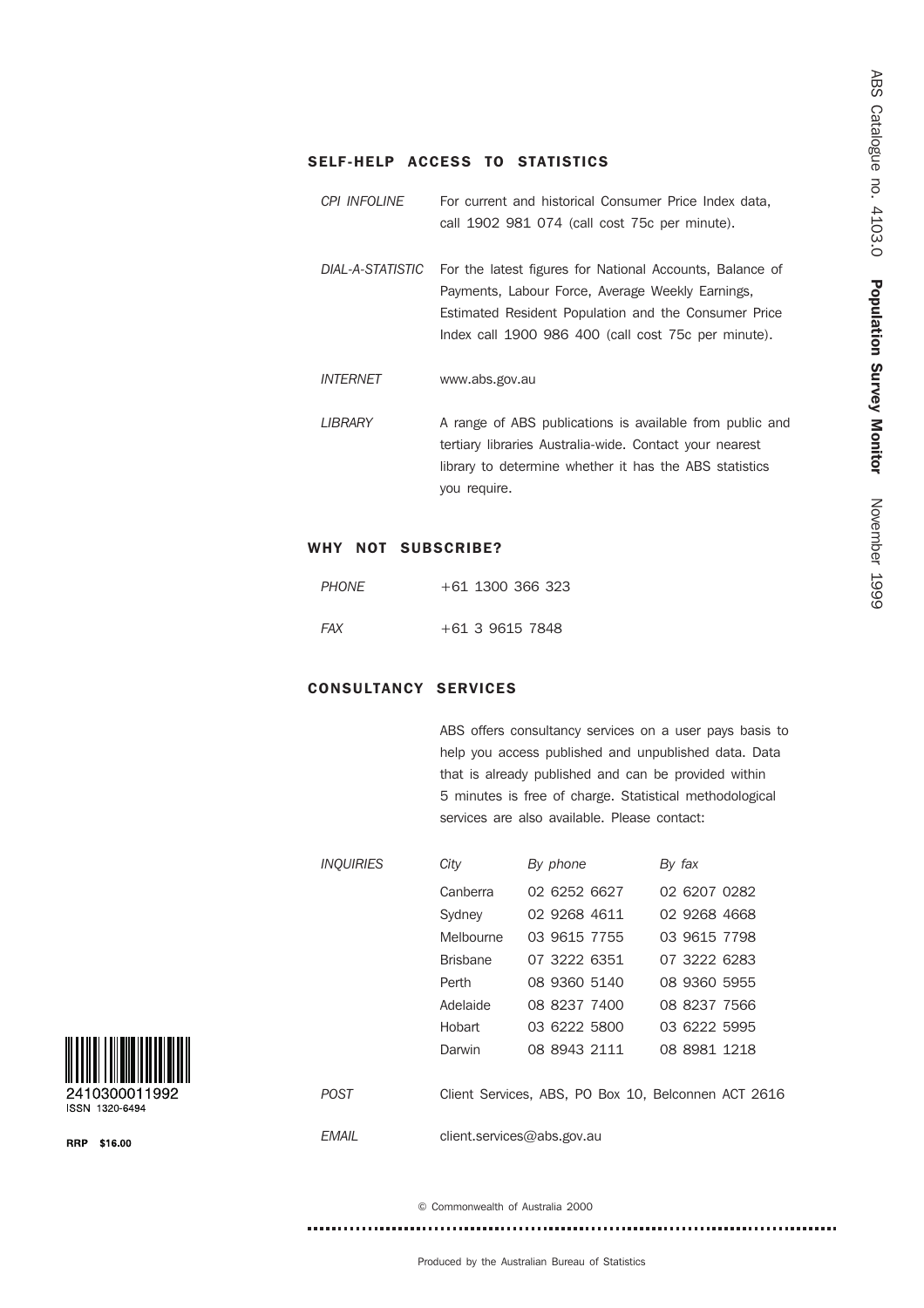## SELF-HELP ACCESS TO STATISTICS

| | |
|---|---|
| *CPI INFOLINE* | For current and historical Consumer Price Index data, call 1902 981 074 (call cost 75c per minute). |
| *DIAL-A-STATISTIC* | For the latest figures for National Accounts, Balance of Payments, Labour Force, Average Weekly Earnings, Estimated Resident Population and the Consumer Price Index call 1900 986 400 (call cost 75c per minute). |
| *INTERNET* | www.abs.gov.au |
| *LIBRARY* | A range of ABS publications is available from public and tertiary libraries Australia-wide. Contact your nearest library to determine whether it has the ABS statistics you require. |

## WHY NOT SUBSCRIBE?

| | |
|---|---|
| *PHONE* | +61 1300 366 323 |
| *FAX* | +61 3 9615 7848 |

## CONSULTANCY SERVICES

ABS offers consultancy services on a user pays basis to help you access published and unpublished data. Data that is already published and can be provided within 5 minutes is free of charge. Statistical methodological services are also available. Please contact:

| *INQUIRIES* | *City* | *By phone* | *By fax* |
|---|---|---|---|
| | Canberra | 02 6252 6627 | 02 6207 0282 |
| | Sydney | 02 9268 4611 | 02 9268 4668 |
| | Melbourne | 03 9615 7755 | 03 9615 7798 |
| | Brisbane | 07 3222 6351 | 07 3222 6283 |
| | Perth | 08 9360 5140 | 08 9360 5955 |
| | Adelaide | 08 8237 7400 | 08 8237 7566 |
| | Hobart | 03 6222 5800 | 03 6222 5995 |
| | Darwin | 08 8943 2111 | 08 8981 1218 |

| | |
|---|---|
| *POST* | Client Services, ABS, PO Box 10, Belconnen ACT 2616 |
| *EMAIL* | client.services@abs.gov.au |

2410300011992
ISSN 1320-6494

**RRP $16.00**

© Commonwealth of Australia 2000

Produced by the Australian Bureau of Statistics